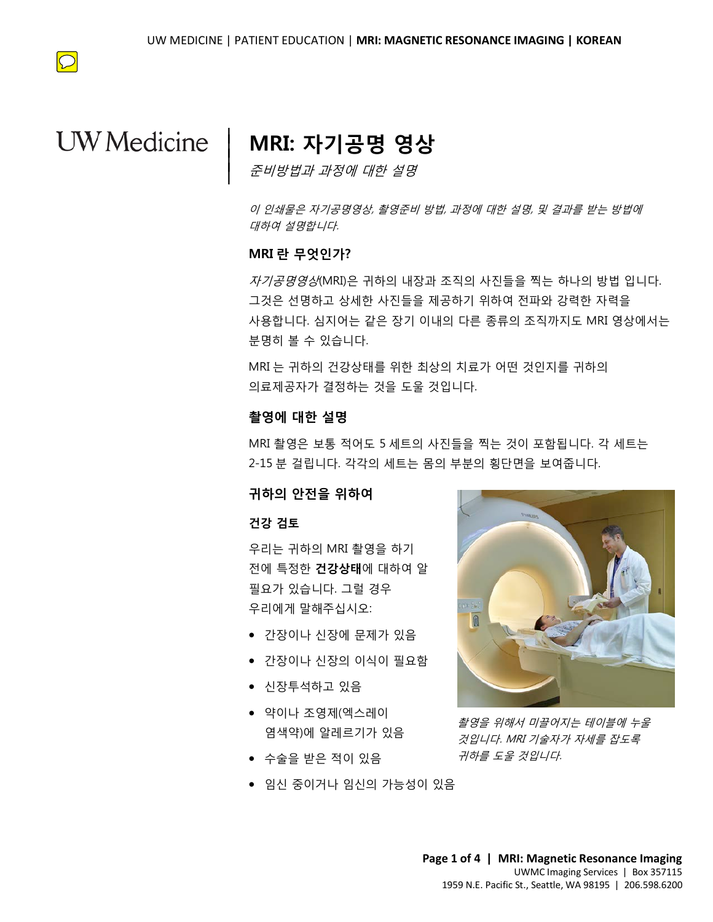# MRI: 자기공명 영상

*준비방법과 과정에 대한 설명*

*이 인쇄물은 자기공명영상, 촬영준비 방법, 과정에 대한 설명, 및 결과를 받는 방법에 대하여 설명합니다.*

### MRI 란 무엇인가?

*자기공명영상*(MRI)은 귀하의 내장과 조직의 사진들을 찍는 하나의 방법 입니다. 그것은 선명하고 상세한 사진들을 제공하기 위하여 전파와 강력한 자력을 사용합니다. 심지어는 같은 장기 이내의 다른 종류의 조직까지도 MRI 영상에서는 분명히 볼 수 있습니다.

MRI 는 귀하의 건강상태를 위한 최상의 치료가 어떤 것인지를 귀하의 의료제공자가 결정하는 것을 도울 것입니다.

### 촬영에 대한 설명

MRI 촬영은 보통 적어도 5 세트의 사진들을 찍는 것이 포함됩니다. 각 세트는 2-15 분 걸립니다. 각각의 세트는 몸의 부분의 횡단면을 보여줍니다.

### 귀하의 안전을 위하여

#### 건강 검토

우리는 귀하의 MRI 촬영을 하기 전에 특정한 **건강상태**에 대하여 알 필요가 있습니다. 그럴 경우 우리에게 말해주십시오:

- 간장이나 신장에 문제가 있음
- 간장이나 신장의 이식이 필요함
- 신장투석하고 있음
- 약이나 조영제(엑스레이 염색약)에 알레르기가 있음
- 수술을 받은 적이 있음
- 임신 중이거나 임신의 가능성이 있음

*촬영을 위해서 미끌어지는 테이블에 누울 것입니다. MRI 기술자가 자세를 잡도록 귀하를 도울 것입니다.*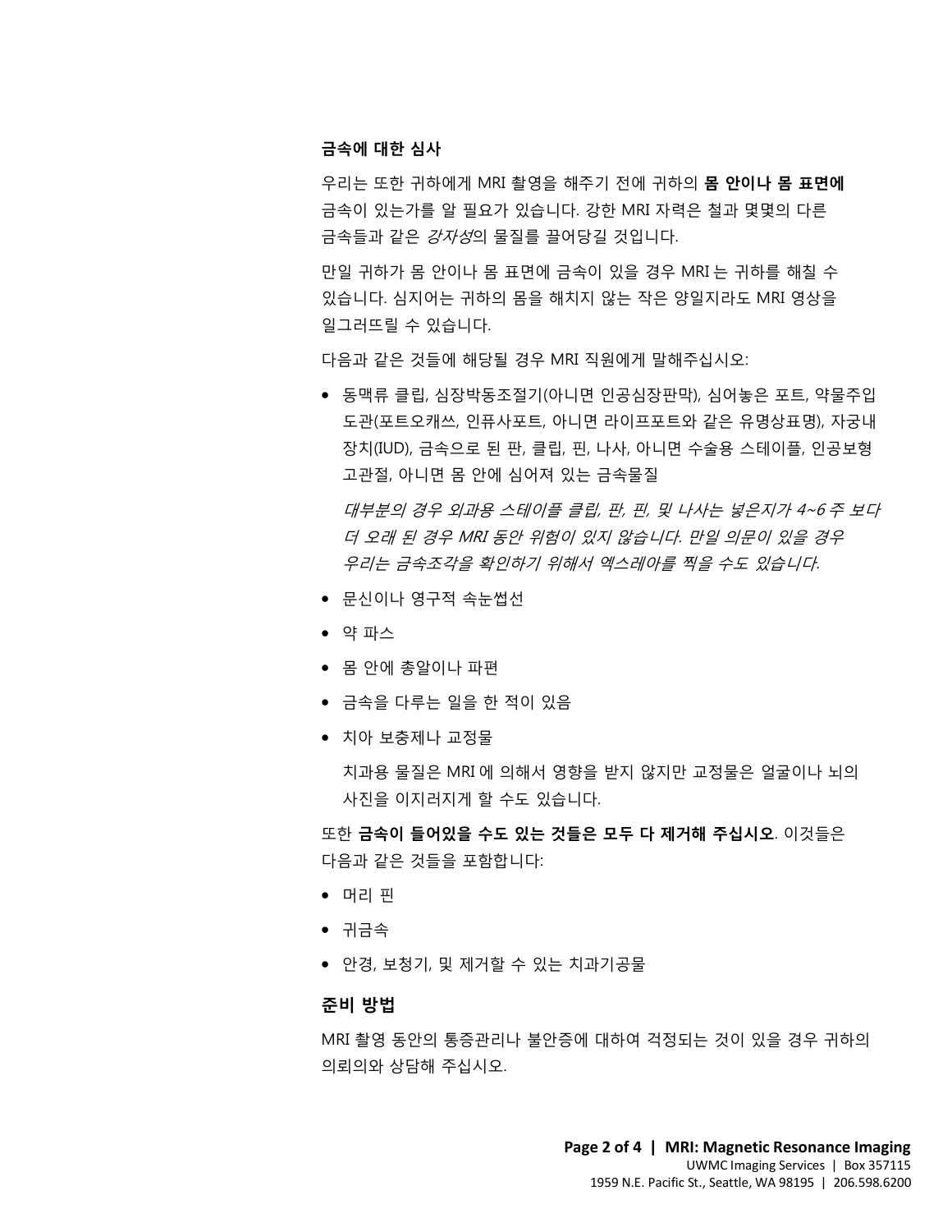### 금속에 대한 심사

우리는 또한 귀하에게 MRI 촬영을 해주기 전에 귀하의 **몸 안이나 몸 표면에** 금속이 있는가를 알 필요가 있습니다. 강한 MRI 자력은 철과 몇몇의 다른 금속들과 같은 *강자성*의 물질를 끌어당길 것입니다.

만일 귀하가 몸 안이나 몸 표면에 금속이 있을 경우 MRI 는 귀하를 해칠 수 있습니다. 심지어는 귀하의 몸을 해치지 않는 작은 양일지라도 MRI 영상을 일그러뜨릴 수 있습니다.

다음과 같은 것들에 해당될 경우 MRI 직원에게 말해주십시오:

- 동맥류 클립, 심장박동조절기(아니면 인공심장판막), 심어놓은 포트, 약물주입 도관(포트오캐쓰, 인퓨사포트, 아니면 라이프포트와 같은 유명상표명), 자궁내 장치(IUD), 금속으로 된 판, 클립, 핀, 나사, 아니면 수술용 스테이플, 인공보형 고관절, 아니면 몸 안에 심어져 있는 금속물질

  *대부분의 경우 외과용 스테이플 클립, 판, 핀, 및 나사는 넣은지가 4~6 주 보다 더 오래 된 경우 MRI 동안 위험이 있지 않습니다. 만일 의문이 있을 경우 우리는 금속조각을 확인하기 위해서 엑스레이를 찍을 수도 있습니다.*

- 문신이나 영구적 속눈썹선
- 약 파스
- 몸 안에 총알이나 파편
- 금속을 다루는 일을 한 적이 있음
- 치아 보충제나 교정물

  치과용 물질은 MRI 에 의해서 영향을 받지 않지만 교정물은 얼굴이나 뇌의 사진을 이지러지게 할 수도 있습니다.

또한 **금속이 들어있을 수도 있는 것들은 모두 다 제거해 주십시오**. 이것들은 다음과 같은 것들을 포함합니다:

- 머리 핀
- 귀금속
- 안경, 보청기, 및 제거할 수 있는 치과기공물

### 준비 방법

MRI 촬영 동안의 통증관리나 불안증에 대하여 걱정되는 것이 있을 경우 귀하의 의뢰의와 상담해 주십시오.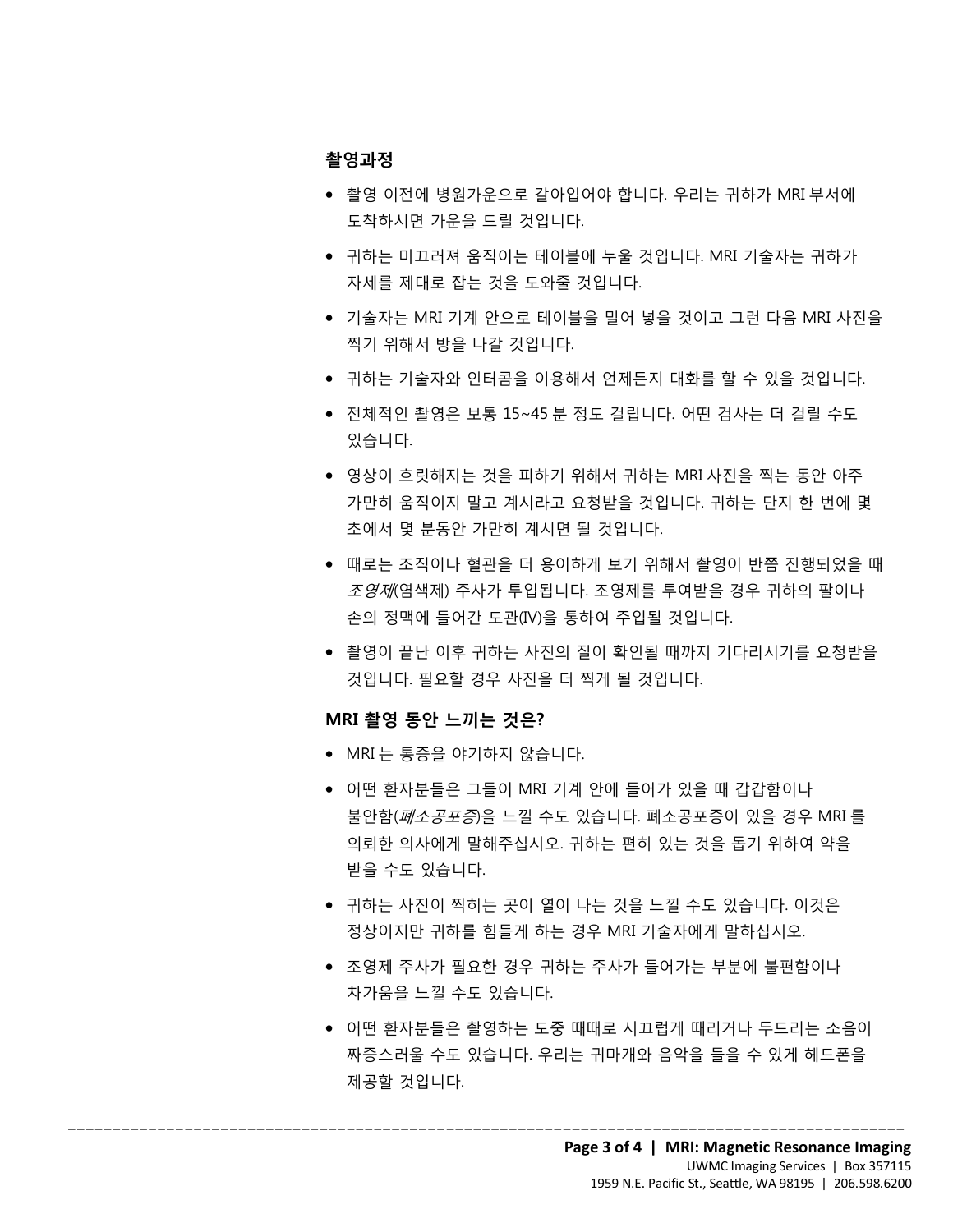### 촬영과정

- 촬영 이전에 병원가운으로 갈아입어야 합니다. 우리는 귀하가 MRI 부서에 도착하시면 가운을 드릴 것입니다.
- 귀하는 미끄러져 움직이는 테이블에 누울 것입니다. MRI 기술자는 귀하가 자세를 제대로 잡는 것을 도와줄 것입니다.
- 기술자는 MRI 기계 안으로 테이블을 밀어 넣을 것이고 그런 다음 MRI 사진을 찍기 위해서 방을 나갈 것입니다.
- 귀하는 기술자와 인터콤을 이용해서 언제든지 대화를 할 수 있을 것입니다.
- 전체적인 촬영은 보통 15~45 분 정도 걸립니다. 어떤 검사는 더 걸릴 수도 있습니다.
- 영상이 흐릿해지는 것을 피하기 위해서 귀하는 MRI 사진을 찍는 동안 아주 가만히 움직이지 말고 계시라고 요청받을 것입니다. 귀하는 단지 한 번에 몇 초에서 몇 분동안 가만히 계시면 될 것입니다.
- 때로는 조직이나 혈관을 더 용이하게 보기 위해서 촬영이 반쯤 진행되었을 때 *조영제*(염색제) 주사가 투입됩니다. 조영제를 투여받을 경우 귀하의 팔이나 손의 정맥에 들어간 도관(IV)을 통하여 주입될 것입니다.
- 촬영이 끝난 이후 귀하는 사진의 질이 확인될 때까지 기다리시기를 요청받을 것입니다. 필요할 경우 사진을 더 찍게 될 것입니다.

### MRI 촬영 동안 느끼는 것은?

- MRI 는 통증을 야기하지 않습니다.
- 어떤 환자분들은 그들이 MRI 기계 안에 들어가 있을 때 갑갑함이나 불안함(*폐소공포증*)을 느낄 수도 있습니다. 폐소공포증이 있을 경우 MRI 를 의뢰한 의사에게 말해주십시오. 귀하는 편히 있는 것을 돕기 위하여 약을 받을 수도 있습니다.
- 귀하는 사진이 찍히는 곳이 열이 나는 것을 느낄 수도 있습니다. 이것은 정상이지만 귀하를 힘들게 하는 경우 MRI 기술자에게 말하십시오.
- 조영제 주사가 필요한 경우 귀하는 주사가 들어가는 부분에 불편함이나 차가움을 느낄 수도 있습니다.
- 어떤 환자분들은 촬영하는 도중 때때로 시끄럽게 때리거나 두드리는 소음이 짜증스러울 수도 있습니다. 우리는 귀마개와 음악을 들을 수 있게 헤드폰을 제공할 것입니다.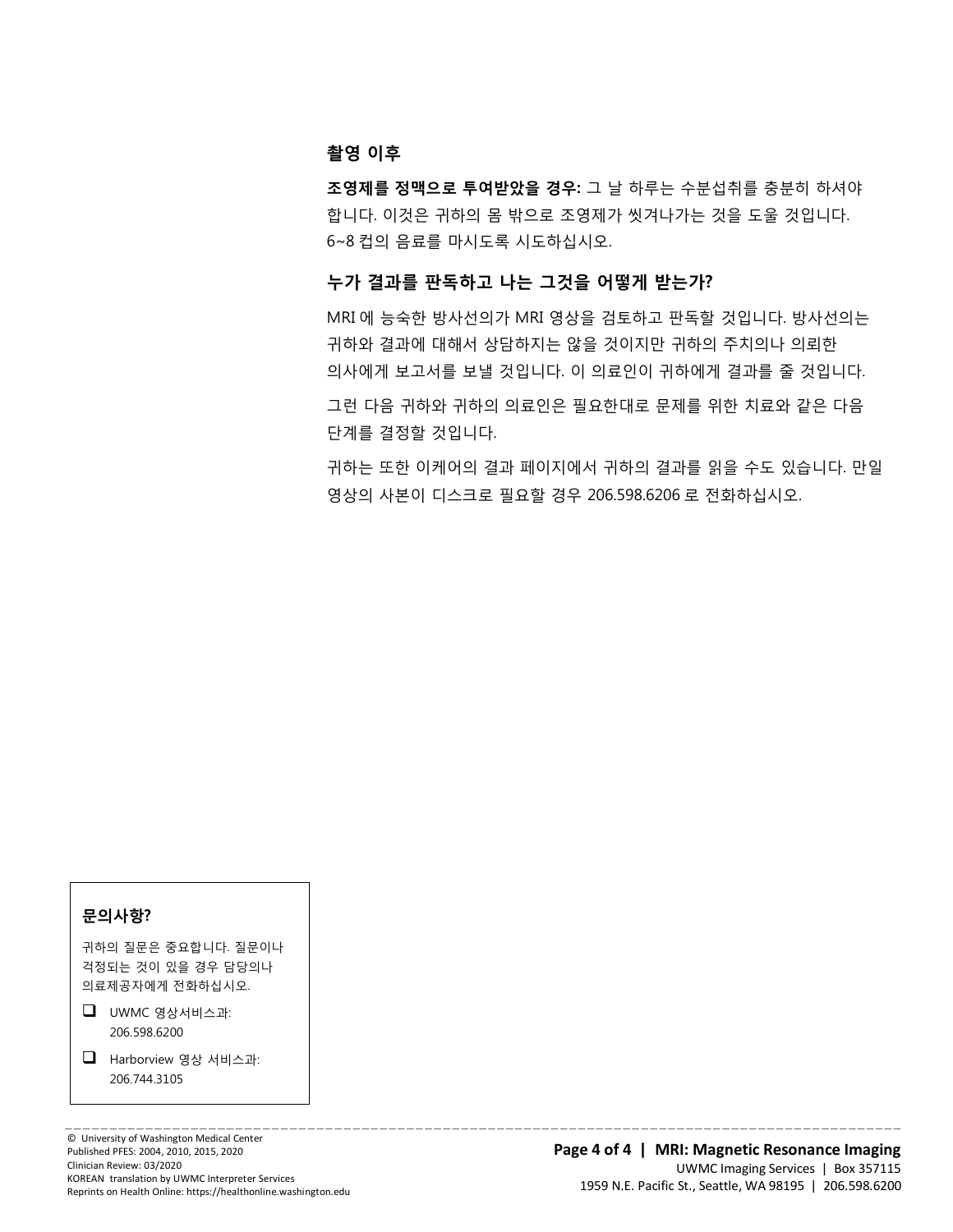### 촬영 이후

**조영제를 정맥으로 투여받았을 경우:** 그 날 하루는 수분섭취를 충분히 하셔야 합니다. 이것은 귀하의 몸 밖으로 조영제가 씻겨나가는 것을 도울 것입니다. 6~8 컵의 음료를 마시도록 시도하십시오.

### 누가 결과를 판독하고 나는 그것을 어떻게 받는가?

MRI 에 능숙한 방사선의가 MRI 영상을 검토하고 판독할 것입니다. 방사선의는 귀하와 결과에 대해서 상담하지는 않을 것이지만 귀하의 주치의나 의뢰한 의사에게 보고서를 보낼 것입니다. 이 의료인이 귀하에게 결과를 줄 것입니다.

그런 다음 귀하와 귀하의 의료인은 필요한대로 문제를 위한 치료와 같은 다음 단계를 결정할 것입니다.

귀하는 또한 이케어의 결과 페이지에서 귀하의 결과를 읽을 수도 있습니다. 만일 영상의 사본이 디스크로 필요할 경우 206.598.6206 로 전화하십시오.

### 문의사항?

귀하의 질문은 중요합니다. 질문이나 걱정되는 것이 있을 경우 담당의나 의료제공자에게 전화하십시오.

- ❑ UWMC 영상서비스과: 206.598.6200
- ❑ Harborview 영상 서비스과: 206.744.3105

© University of Washington Medical Center
Published PFES: 2004, 2010, 2015, 2020
Clinician Review: 03/2020
KOREAN translation by UWMC Interpreter Services
Reprints on Health Online: https://healthonline.washington.edu

UWMC Imaging Services | Box 357115
1959 N.E. Pacific St., Seattle, WA 98195 | 206.598.6200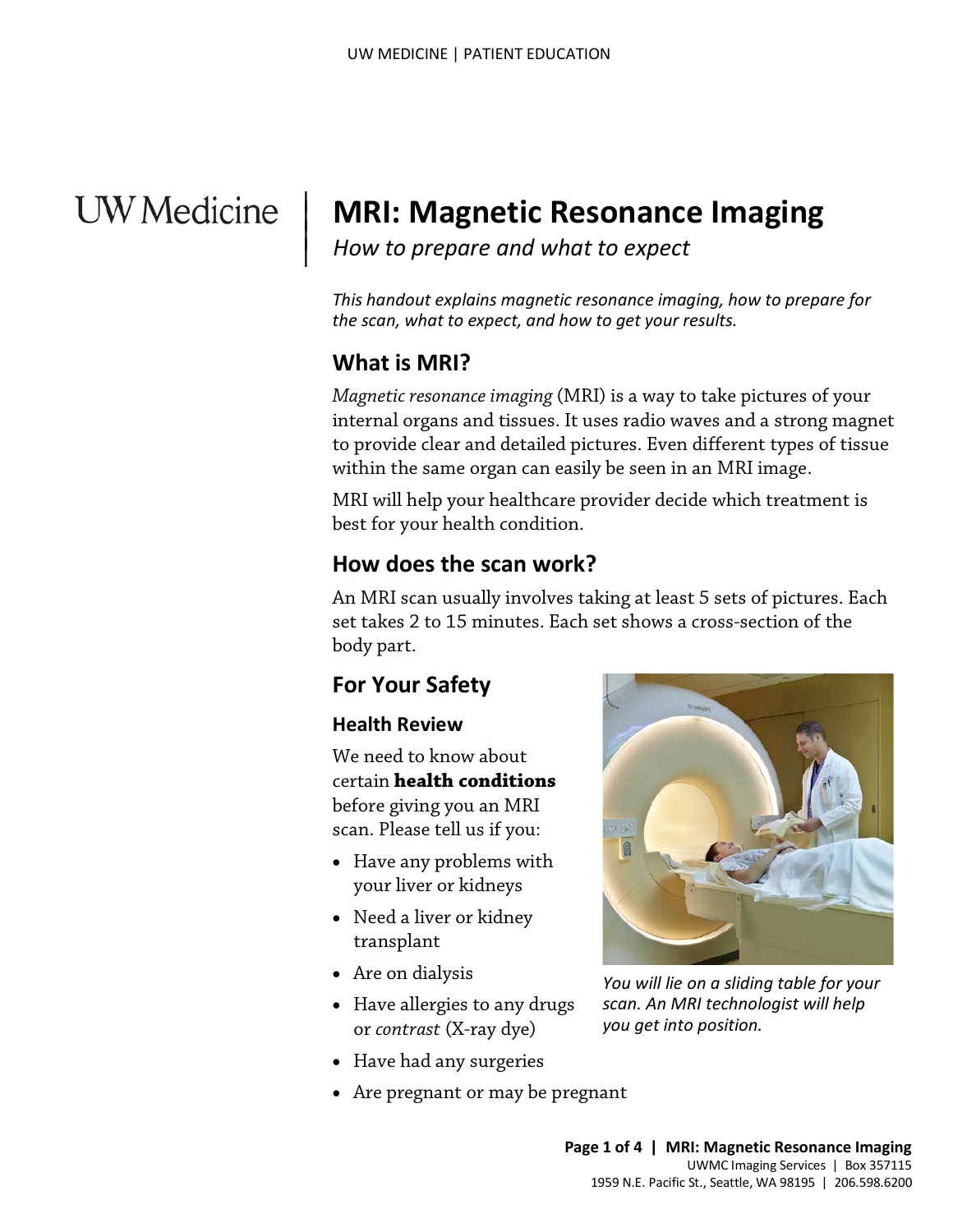# MRI: Magnetic Resonance Imaging

*How to prepare and what to expect*

*This handout explains magnetic resonance imaging, how to prepare for the scan, what to expect, and how to get your results.*

## What is MRI?

*Magnetic resonance imaging* (MRI) is a way to take pictures of your internal organs and tissues. It uses radio waves and a strong magnet to provide clear and detailed pictures. Even different types of tissue within the same organ can easily be seen in an MRI image.

MRI will help your healthcare provider decide which treatment is best for your health condition.

## How does the scan work?

An MRI scan usually involves taking at least 5 sets of pictures. Each set takes 2 to 15 minutes. Each set shows a cross-section of the body part.

## For Your Safety

### Health Review

We need to know about certain **health conditions** before giving you an MRI scan. Please tell us if you:

- Have any problems with your liver or kidneys
- Need a liver or kidney transplant
- Are on dialysis
- Have allergies to any drugs or *contrast* (X-ray dye)
- Have had any surgeries
- Are pregnant or may be pregnant

*You will lie on a sliding table for your scan. An MRI technologist will help you get into position.*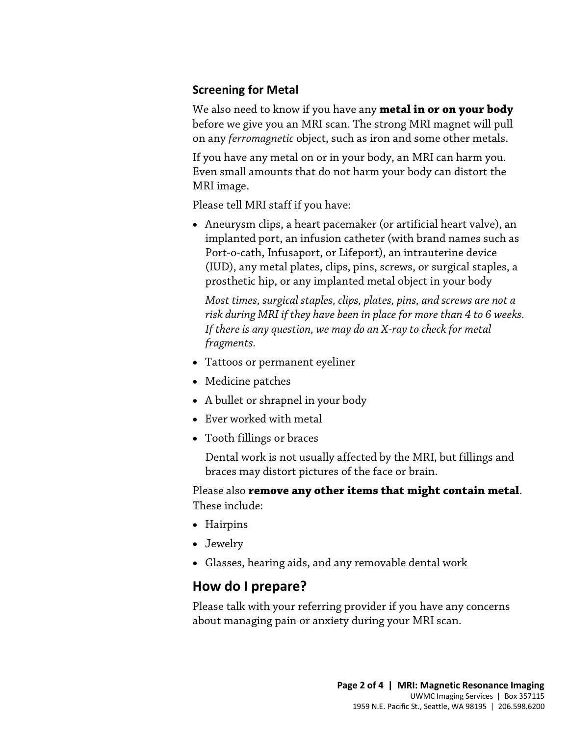### Screening for Metal

We also need to know if you have any **metal in or on your body** before we give you an MRI scan. The strong MRI magnet will pull on any *ferromagnetic* object, such as iron and some other metals.

If you have any metal on or in your body, an MRI can harm you. Even small amounts that do not harm your body can distort the MRI image.

Please tell MRI staff if you have:

- Aneurysm clips, a heart pacemaker (or artificial heart valve), an implanted port, an infusion catheter (with brand names such as Port-o-cath, Infusaport, or Lifeport), an intrauterine device (IUD), any metal plates, clips, pins, screws, or surgical staples, a prosthetic hip, or any implanted metal object in your body

  *Most times, surgical staples, clips, plates, pins, and screws are not a risk during MRI if they have been in place for more than 4 to 6 weeks. If there is any question, we may do an X-ray to check for metal fragments.*

- Tattoos or permanent eyeliner
- Medicine patches
- A bullet or shrapnel in your body
- Ever worked with metal
- Tooth fillings or braces

  Dental work is not usually affected by the MRI, but fillings and braces may distort pictures of the face or brain.

Please also **remove any other items that might contain metal**. These include:

- Hairpins
- Jewelry
- Glasses, hearing aids, and any removable dental work

## How do I prepare?

Please talk with your referring provider if you have any concerns about managing pain or anxiety during your MRI scan.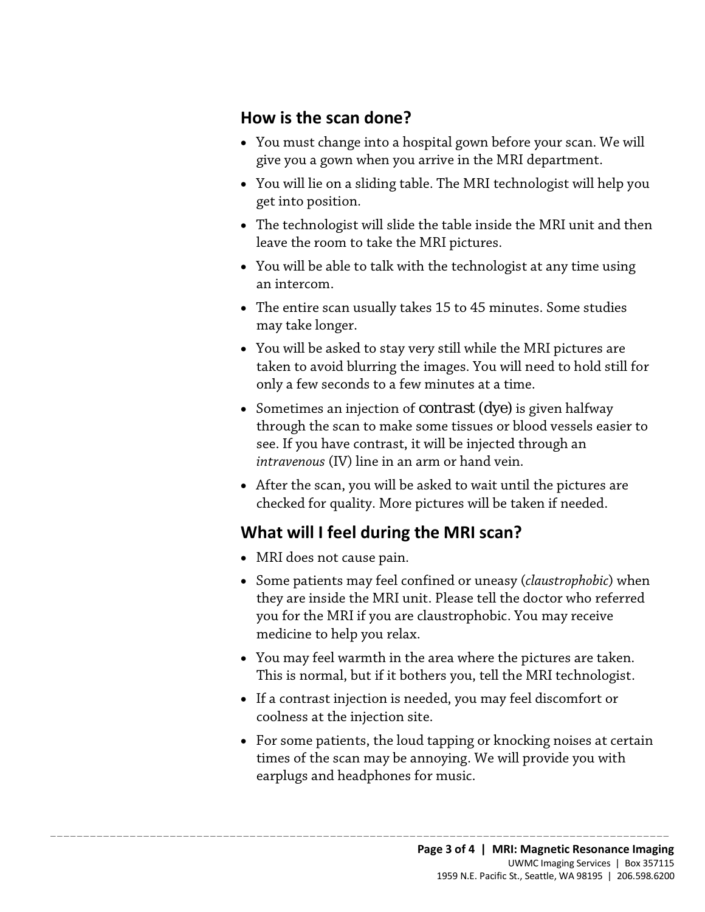## How is the scan done?

- You must change into a hospital gown before your scan. We will give you a gown when you arrive in the MRI department.
- You will lie on a sliding table. The MRI technologist will help you get into position.
- The technologist will slide the table inside the MRI unit and then leave the room to take the MRI pictures.
- You will be able to talk with the technologist at any time using an intercom.
- The entire scan usually takes 15 to 45 minutes. Some studies may take longer.
- You will be asked to stay very still while the MRI pictures are taken to avoid blurring the images. You will need to hold still for only a few seconds to a few minutes at a time.
- Sometimes an injection of contrast (dye) is given halfway through the scan to make some tissues or blood vessels easier to see. If you have contrast, it will be injected through an *intravenous* (IV) line in an arm or hand vein.
- After the scan, you will be asked to wait until the pictures are checked for quality. More pictures will be taken if needed.

## What will I feel during the MRI scan?

- MRI does not cause pain.
- Some patients may feel confined or uneasy (*claustrophobic*) when they are inside the MRI unit. Please tell the doctor who referred you for the MRI if you are claustrophobic. You may receive medicine to help you relax.
- You may feel warmth in the area where the pictures are taken. This is normal, but if it bothers you, tell the MRI technologist.
- If a contrast injection is needed, you may feel discomfort or coolness at the injection site.
- For some patients, the loud tapping or knocking noises at certain times of the scan may be annoying. We will provide you with earplugs and headphones for music.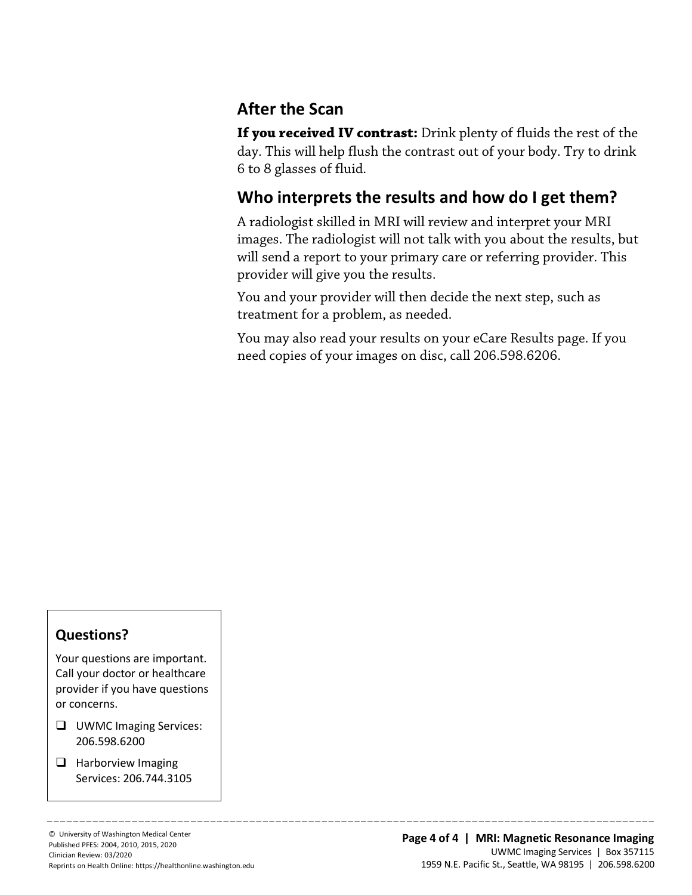## After the Scan

**If you received IV contrast:** Drink plenty of fluids the rest of the day. This will help flush the contrast out of your body. Try to drink 6 to 8 glasses of fluid.

## Who interprets the results and how do I get them?

A radiologist skilled in MRI will review and interpret your MRI images. The radiologist will not talk with you about the results, but will send a report to your primary care or referring provider. This provider will give you the results.

You and your provider will then decide the next step, such as treatment for a problem, as needed.

You may also read your results on your eCare Results page. If you need copies of your images on disc, call 206.598.6206.

### Questions?

Your questions are important. Call your doctor or healthcare provider if you have questions or concerns.

- ☐ UWMC Imaging Services: 206.598.6200
- ☐ Harborview Imaging Services: 206.744.3105

© University of Washington Medical Center
Published PFES: 2004, 2010, 2015, 2020
Clinician Review: 03/2020
Reprints on Health Online: https://healthonline.washington.edu

UWMC Imaging Services | Box 357115
1959 N.E. Pacific St., Seattle, WA 98195 | 206.598.6200